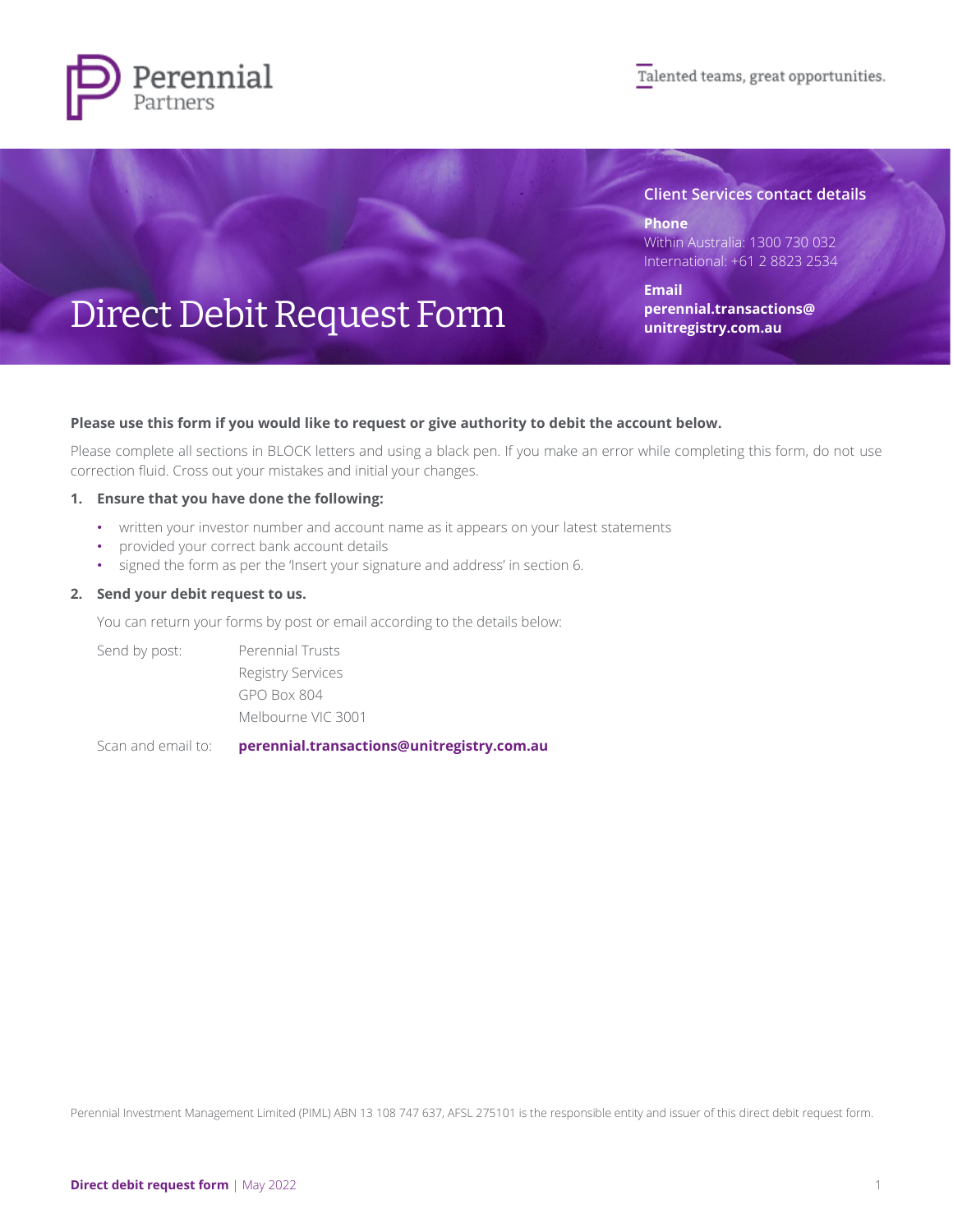Perennial Partners

Talented teams, great opportunities.

# Direct Debit Request Form

**Client Services contact details**

**Phone**
Within Australia: 1300 730 032
International: +61 2 8823 2534

**Email**
**perennial.transactions@unitregistry.com.au**

**Please use this form if you would like to request or give authority to debit the account below.**

Please complete all sections in BLOCK letters and using a black pen. If you make an error while completing this form, do not use correction fluid. Cross out your mistakes and initial your changes.

1. **Ensure that you have done the following:**
   - written your investor number and account name as it appears on your latest statements
   - provided your correct bank account details
   - signed the form as per the 'Insert your signature and address' in section 6.

2. **Send your debit request to us.**

   You can return your forms by post or email according to the details below:

   Send by post: Perennial Trusts
   Registry Services
   GPO Box 804
   Melbourne VIC 3001

   Scan and email to: **perennial.transactions@unitregistry.com.au**

Perennial Investment Management Limited (PIML) ABN 13 108 747 637, AFSL 275101 is the responsible entity and issuer of this direct debit request form.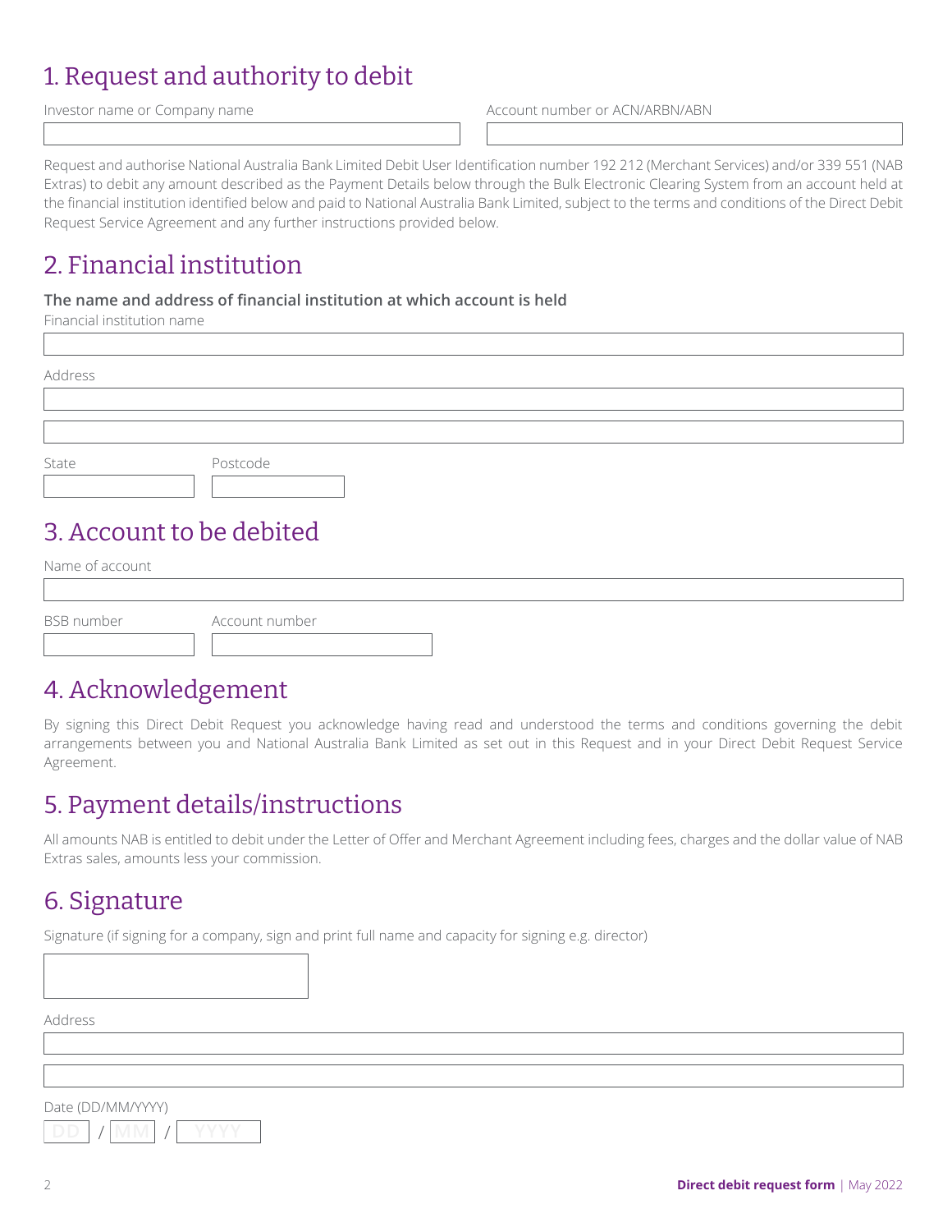## 1. Request and authority to debit

Investor name or Company name

Account number or ACN/ARBN/ABN

Request and authorise National Australia Bank Limited Debit User Identification number 192 212 (Merchant Services) and/or 339 551 (NAB Extras) to debit any amount described as the Payment Details below through the Bulk Electronic Clearing System from an account held at the financial institution identified below and paid to National Australia Bank Limited, subject to the terms and conditions of the Direct Debit Request Service Agreement and any further instructions provided below.

## 2. Financial institution

**The name and address of financial institution at which account is held**

Financial institution name

Address

State

Postcode

## 3. Account to be debited

Name of account

BSB number

Account number

## 4. Acknowledgement

By signing this Direct Debit Request you acknowledge having read and understood the terms and conditions governing the debit arrangements between you and National Australia Bank Limited as set out in this Request and in your Direct Debit Request Service Agreement.

## 5. Payment details/instructions

All amounts NAB is entitled to debit under the Letter of Offer and Merchant Agreement including fees, charges and the dollar value of NAB Extras sales, amounts less your commission.

## 6. Signature

Signature (if signing for a company, sign and print full name and capacity for signing e.g. director)

Address

Date (DD/MM/YYYY)

DD / MM / YYYY